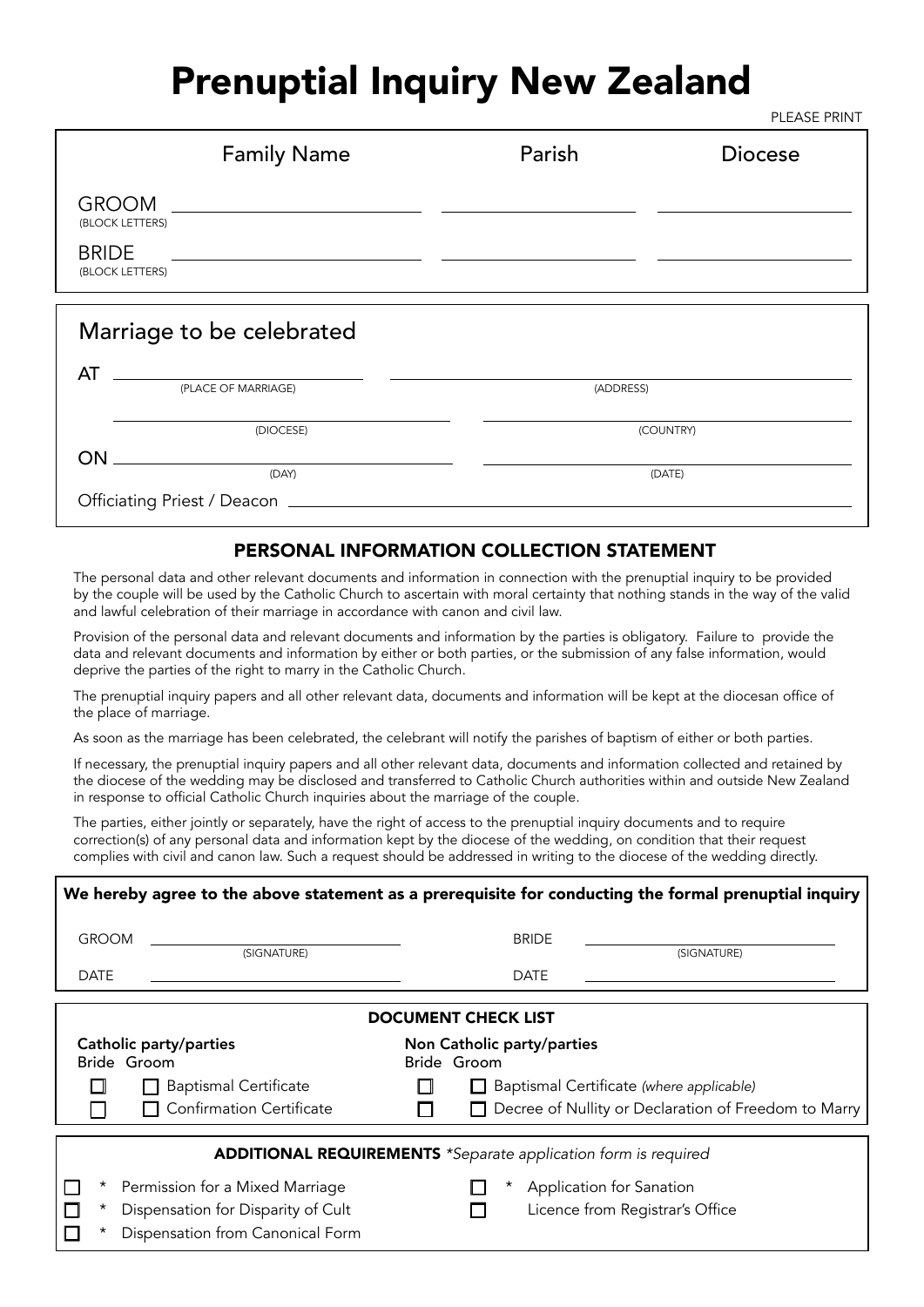# Prenuptial Inquiry New Zealand

PLEASE PRINT

| | Family Name | Parish | Diocese |
|---|---|---|---|
| GROOM (BLOCK LETTERS) | | | |
| BRIDE (BLOCK LETTERS) | | | |

## Marriage to be celebrated

AT ______________________ (PLACE OF MARRIAGE) ______________________ (ADDRESS)

______________________ (DIOCESE) ______________________ (COUNTRY)

ON ______________________ (DAY) ______________________ (DATE)

Officiating Priest / Deacon ______________________

## PERSONAL INFORMATION COLLECTION STATEMENT

The personal data and other relevant documents and information in connection with the prenuptial inquiry to be provided by the couple will be used by the Catholic Church to ascertain with moral certainty that nothing stands in the way of the valid and lawful celebration of their marriage in accordance with canon and civil law.

Provision of the personal data and relevant documents and information by the parties is obligatory. Failure to provide the data and relevant documents and information by either or both parties, or the submission of any false information, would deprive the parties of the right to marry in the Catholic Church.

The prenuptial inquiry papers and all other relevant data, documents and information will be kept at the diocesan office of the place of marriage.

As soon as the marriage has been celebrated, the celebrant will notify the parishes of baptism of either or both parties.

If necessary, the prenuptial inquiry papers and all other relevant data, documents and information collected and retained by the diocese of the wedding may be disclosed and transferred to Catholic Church authorities within and outside New Zealand in response to official Catholic Church inquiries about the marriage of the couple.

The parties, either jointly or separately, have the right of access to the prenuptial inquiry documents and to require correction(s) of any personal data and information kept by the diocese of the wedding, on condition that their request complies with civil and canon law. Such a request should be addressed in writing to the diocese of the wedding directly.

**We hereby agree to the above statement as a prerequisite for conducting the formal prenuptial inquiry**

GROOM ______________________ (SIGNATURE) BRIDE ______________________ (SIGNATURE)

DATE ______________________ DATE ______________________

## DOCUMENT CHECK LIST

| **Catholic party/parties** | | | **Non Catholic party/parties** | | |
|---|---|---|---|---|---|
| Bride | Groom | | Bride | Groom | |
| ☐ | ☐ | Baptismal Certificate | ☐ | ☐ | Baptismal Certificate *(where applicable)* |
| ☐ | ☐ | Confirmation Certificate | ☐ | ☐ | Decree of Nullity or Declaration of Freedom to Marry |

## ADDITIONAL REQUIREMENTS *Separate application form is required*

- ☐ * Permission for a Mixed Marriage
- ☐ * Dispensation for Disparity of Cult
- ☐ * Dispensation from Canonical Form
- ☐ * Application for Sanation
- ☐ Licence from Registrar's Office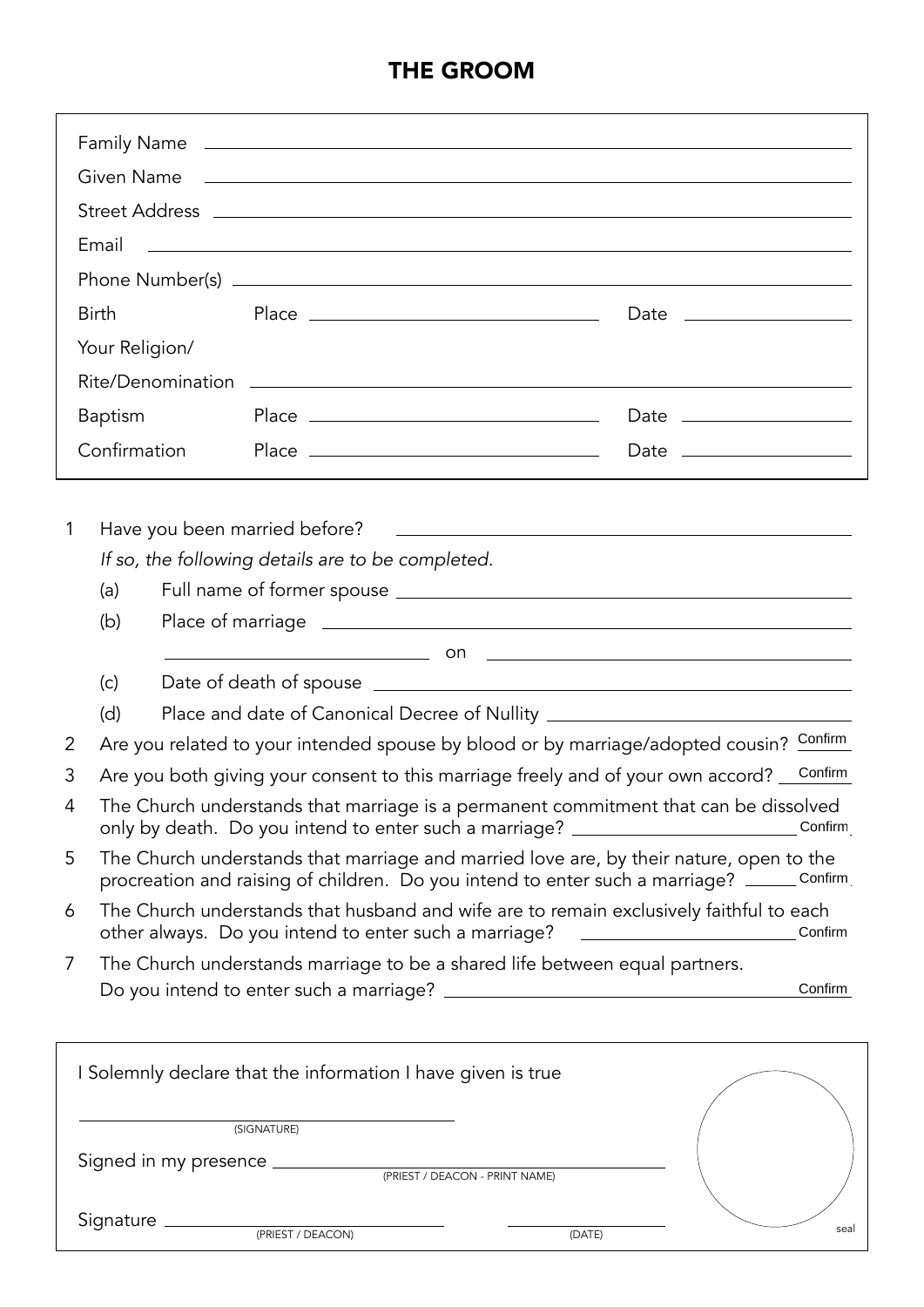# THE GROOM

Family Name ______________________________

Given Name ______________________________

Street Address ______________________________

Email ______________________________

Phone Number(s) ______________________________

Birth Place ____________________ Date ____________

Your Religion/ Rite/Denomination ______________________________

Baptism Place ____________________ Date ____________

Confirmation Place ____________________ Date ____________

1. Have you been married before? ______________________________

   *If so, the following details are to be completed.*

   (a) Full name of former spouse ______________________________

   (b) Place of marriage ______________________________

   ____________________ on ____________________

   (c) Date of death of spouse ______________________________

   (d) Place and date of Canonical Decree of Nullity ______________________________

2. Are you related to your intended spouse by blood or by marriage/adopted cousin? Confirm

3. Are you both giving your consent to this marriage freely and of your own accord? Confirm

4. The Church understands that marriage is a permanent commitment that can be dissolved only by death. Do you intend to enter such a marriage? Confirm

5. The Church understands that marriage and married love are, by their nature, open to the procreation and raising of children. Do you intend to enter such a marriage? Confirm

6. The Church understands that husband and wife are to remain exclusively faithful to each other always. Do you intend to enter such a marriage? Confirm

7. The Church understands marriage to be a shared life between equal partners. Do you intend to enter such a marriage? Confirm

I Solemnly declare that the information I have given is true

______________________________
(SIGNATURE)

Signed in my presence ______________________________
(PRIEST / DEACON - PRINT NAME)

Signature ______________________________ (PRIEST / DEACON) ____________ (DATE)

seal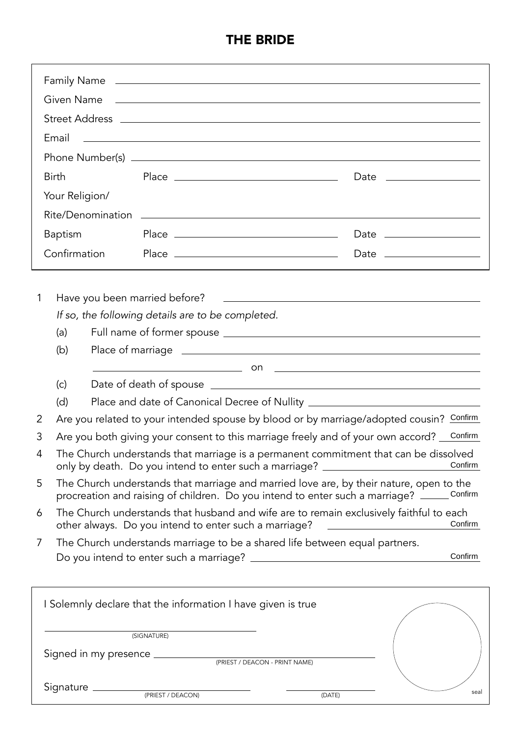# THE BRIDE

Family Name ______________________________

Given Name ______________________________

Street Address ______________________________

Email ______________________________

Phone Number(s) ______________________________

Birth Place ______________________ Date ______________

Your Religion/ Rite/Denomination ______________________________

Baptism Place ______________________ Date ______________

Confirmation Place ______________________ Date ______________

1. Have you been married before? ______________________________

   *If so, the following details are to be completed.*

   (a) Full name of former spouse ______________________________

   (b) Place of marriage ______________________________

   ______________________ on ______________________

   (c) Date of death of spouse ______________________________

   (d) Place and date of Canonical Decree of Nullity ______________________________

2. Are you related to your intended spouse by blood or by marriage/adopted cousin? Confirm
3. Are you both giving your consent to this marriage freely and of your own accord? Confirm
4. The Church understands that marriage is a permanent commitment that can be dissolved only by death. Do you intend to enter such a marriage? Confirm
5. The Church understands that marriage and married love are, by their nature, open to the procreation and raising of children. Do you intend to enter such a marriage? Confirm
6. The Church understands that husband and wife are to remain exclusively faithful to each other always. Do you intend to enter such a marriage? Confirm
7. The Church understands marriage to be a shared life between equal partners. Do you intend to enter such a marriage? Confirm

I Solemnly declare that the information I have given is true

______________________________
(SIGNATURE)

Signed in my presence ______________________________
(PRIEST / DEACON - PRINT NAME)

Signature ______________________ ______________
(PRIEST / DEACON) (DATE)

seal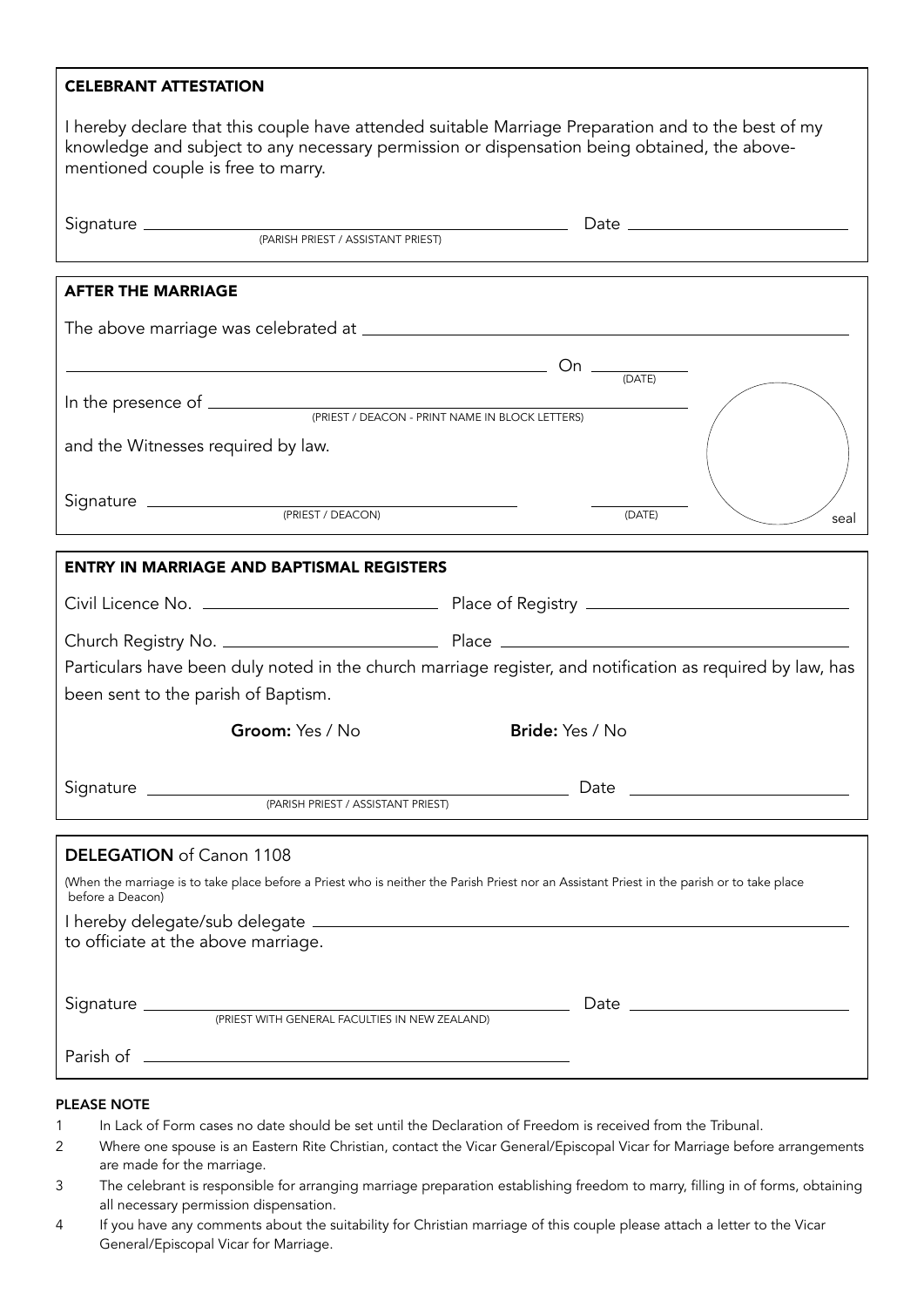## CELEBRANT ATTESTATION

I hereby declare that this couple have attended suitable Marriage Preparation and to the best of my knowledge and subject to any necessary permission or dispensation being obtained, the above-mentioned couple is free to marry.

Signature ______________________________ Date ______________________
(PARISH PRIEST / ASSISTANT PRIEST)

## AFTER THE MARRIAGE

The above marriage was celebrated at ______________________________

______________________________ On __________
(DATE)

In the presence of ______________________________
(PRIEST / DEACON - PRINT NAME IN BLOCK LETTERS)

and the Witnesses required by law.

Signature ______________________________ __________
(PRIEST / DEACON) (DATE)

seal

## ENTRY IN MARRIAGE AND BAPTISMAL REGISTERS

Civil Licence No. ______________________ Place of Registry ______________________

Church Registry No. ______________________ Place ______________________

Particulars have been duly noted in the church marriage register, and notification as required by law, has been sent to the parish of Baptism.

**Groom:** Yes / No **Bride:** Yes / No

Signature ______________________________ Date ______________________
(PARISH PRIEST / ASSISTANT PRIEST)

## DELEGATION of Canon 1108

(When the marriage is to take place before a Priest who is neither the Parish Priest nor an Assistant Priest in the parish or to take place before a Deacon)

I hereby delegate/sub delegate ______________________________
to officiate at the above marriage.

Signature ______________________________ Date ______________________
(PRIEST WITH GENERAL FACULTIES IN NEW ZEALAND)

Parish of ______________________________

### PLEASE NOTE

1. In Lack of Form cases no date should be set until the Declaration of Freedom is received from the Tribunal.
2. Where one spouse is an Eastern Rite Christian, contact the Vicar General/Episcopal Vicar for Marriage before arrangements are made for the marriage.
3. The celebrant is responsible for arranging marriage preparation establishing freedom to marry, filling in of forms, obtaining all necessary permission dispensation.
4. If you have any comments about the suitability for Christian marriage of this couple please attach a letter to the Vicar General/Episcopal Vicar for Marriage.